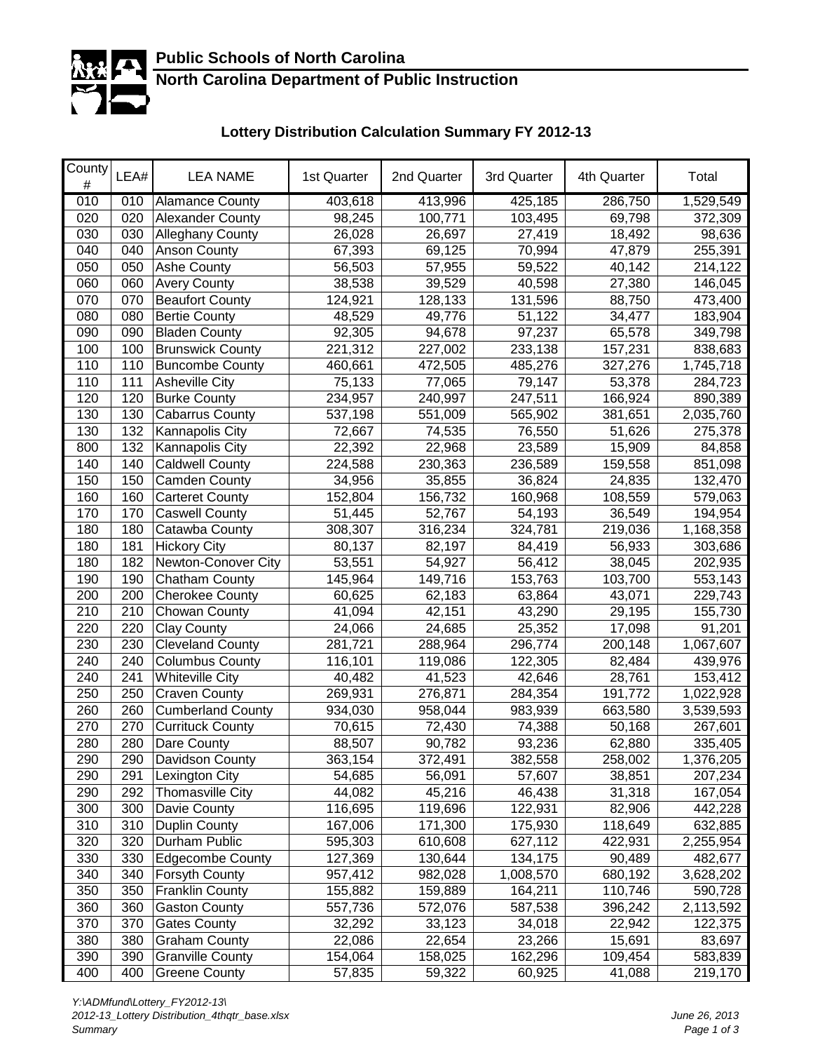**Public Schools of North Carolina**

**North Carolina Department of Public Instruction**

## Lottery Distribution Calculation Summary FY 2012-13

| County # | LEA# | LEA NAME | 1st Quarter | 2nd Quarter | 3rd Quarter | 4th Quarter | Total |
|---|---|---|---|---|---|---|---|
| 010 | 010 | Alamance County | 403,618 | 413,996 | 425,185 | 286,750 | 1,529,549 |
| 020 | 020 | Alexander County | 98,245 | 100,771 | 103,495 | 69,798 | 372,309 |
| 030 | 030 | Alleghany County | 26,028 | 26,697 | 27,419 | 18,492 | 98,636 |
| 040 | 040 | Anson County | 67,393 | 69,125 | 70,994 | 47,879 | 255,391 |
| 050 | 050 | Ashe County | 56,503 | 57,955 | 59,522 | 40,142 | 214,122 |
| 060 | 060 | Avery County | 38,538 | 39,529 | 40,598 | 27,380 | 146,045 |
| 070 | 070 | Beaufort County | 124,921 | 128,133 | 131,596 | 88,750 | 473,400 |
| 080 | 080 | Bertie County | 48,529 | 49,776 | 51,122 | 34,477 | 183,904 |
| 090 | 090 | Bladen County | 92,305 | 94,678 | 97,237 | 65,578 | 349,798 |
| 100 | 100 | Brunswick County | 221,312 | 227,002 | 233,138 | 157,231 | 838,683 |
| 110 | 110 | Buncombe County | 460,661 | 472,505 | 485,276 | 327,276 | 1,745,718 |
| 110 | 111 | Asheville City | 75,133 | 77,065 | 79,147 | 53,378 | 284,723 |
| 120 | 120 | Burke County | 234,957 | 240,997 | 247,511 | 166,924 | 890,389 |
| 130 | 130 | Cabarrus County | 537,198 | 551,009 | 565,902 | 381,651 | 2,035,760 |
| 130 | 132 | Kannapolis City | 72,667 | 74,535 | 76,550 | 51,626 | 275,378 |
| 800 | 132 | Kannapolis City | 22,392 | 22,968 | 23,589 | 15,909 | 84,858 |
| 140 | 140 | Caldwell County | 224,588 | 230,363 | 236,589 | 159,558 | 851,098 |
| 150 | 150 | Camden County | 34,956 | 35,855 | 36,824 | 24,835 | 132,470 |
| 160 | 160 | Carteret County | 152,804 | 156,732 | 160,968 | 108,559 | 579,063 |
| 170 | 170 | Caswell County | 51,445 | 52,767 | 54,193 | 36,549 | 194,954 |
| 180 | 180 | Catawba County | 308,307 | 316,234 | 324,781 | 219,036 | 1,168,358 |
| 180 | 181 | Hickory City | 80,137 | 82,197 | 84,419 | 56,933 | 303,686 |
| 180 | 182 | Newton-Conover City | 53,551 | 54,927 | 56,412 | 38,045 | 202,935 |
| 190 | 190 | Chatham County | 145,964 | 149,716 | 153,763 | 103,700 | 553,143 |
| 200 | 200 | Cherokee County | 60,625 | 62,183 | 63,864 | 43,071 | 229,743 |
| 210 | 210 | Chowan County | 41,094 | 42,151 | 43,290 | 29,195 | 155,730 |
| 220 | 220 | Clay County | 24,066 | 24,685 | 25,352 | 17,098 | 91,201 |
| 230 | 230 | Cleveland County | 281,721 | 288,964 | 296,774 | 200,148 | 1,067,607 |
| 240 | 240 | Columbus County | 116,101 | 119,086 | 122,305 | 82,484 | 439,976 |
| 240 | 241 | Whiteville City | 40,482 | 41,523 | 42,646 | 28,761 | 153,412 |
| 250 | 250 | Craven County | 269,931 | 276,871 | 284,354 | 191,772 | 1,022,928 |
| 260 | 260 | Cumberland County | 934,030 | 958,044 | 983,939 | 663,580 | 3,539,593 |
| 270 | 270 | Currituck County | 70,615 | 72,430 | 74,388 | 50,168 | 267,601 |
| 280 | 280 | Dare County | 88,507 | 90,782 | 93,236 | 62,880 | 335,405 |
| 290 | 290 | Davidson County | 363,154 | 372,491 | 382,558 | 258,002 | 1,376,205 |
| 290 | 291 | Lexington City | 54,685 | 56,091 | 57,607 | 38,851 | 207,234 |
| 290 | 292 | Thomasville City | 44,082 | 45,216 | 46,438 | 31,318 | 167,054 |
| 300 | 300 | Davie County | 116,695 | 119,696 | 122,931 | 82,906 | 442,228 |
| 310 | 310 | Duplin County | 167,006 | 171,300 | 175,930 | 118,649 | 632,885 |
| 320 | 320 | Durham Public | 595,303 | 610,608 | 627,112 | 422,931 | 2,255,954 |
| 330 | 330 | Edgecombe County | 127,369 | 130,644 | 134,175 | 90,489 | 482,677 |
| 340 | 340 | Forsyth County | 957,412 | 982,028 | 1,008,570 | 680,192 | 3,628,202 |
| 350 | 350 | Franklin County | 155,882 | 159,889 | 164,211 | 110,746 | 590,728 |
| 360 | 360 | Gaston County | 557,736 | 572,076 | 587,538 | 396,242 | 2,113,592 |
| 370 | 370 | Gates County | 32,292 | 33,123 | 34,018 | 22,942 | 122,375 |
| 380 | 380 | Graham County | 22,086 | 22,654 | 23,266 | 15,691 | 83,697 |
| 390 | 390 | Granville County | 154,064 | 158,025 | 162,296 | 109,454 | 583,839 |
| 400 | 400 | Greene County | 57,835 | 59,322 | 60,925 | 41,088 | 219,170 |

*Y:\ADMfund\Lottery_FY2012-13\*
*2012-13_Lottery Distribution_4thqtr_base.xlsx*
*Summary*

*June 26, 2013*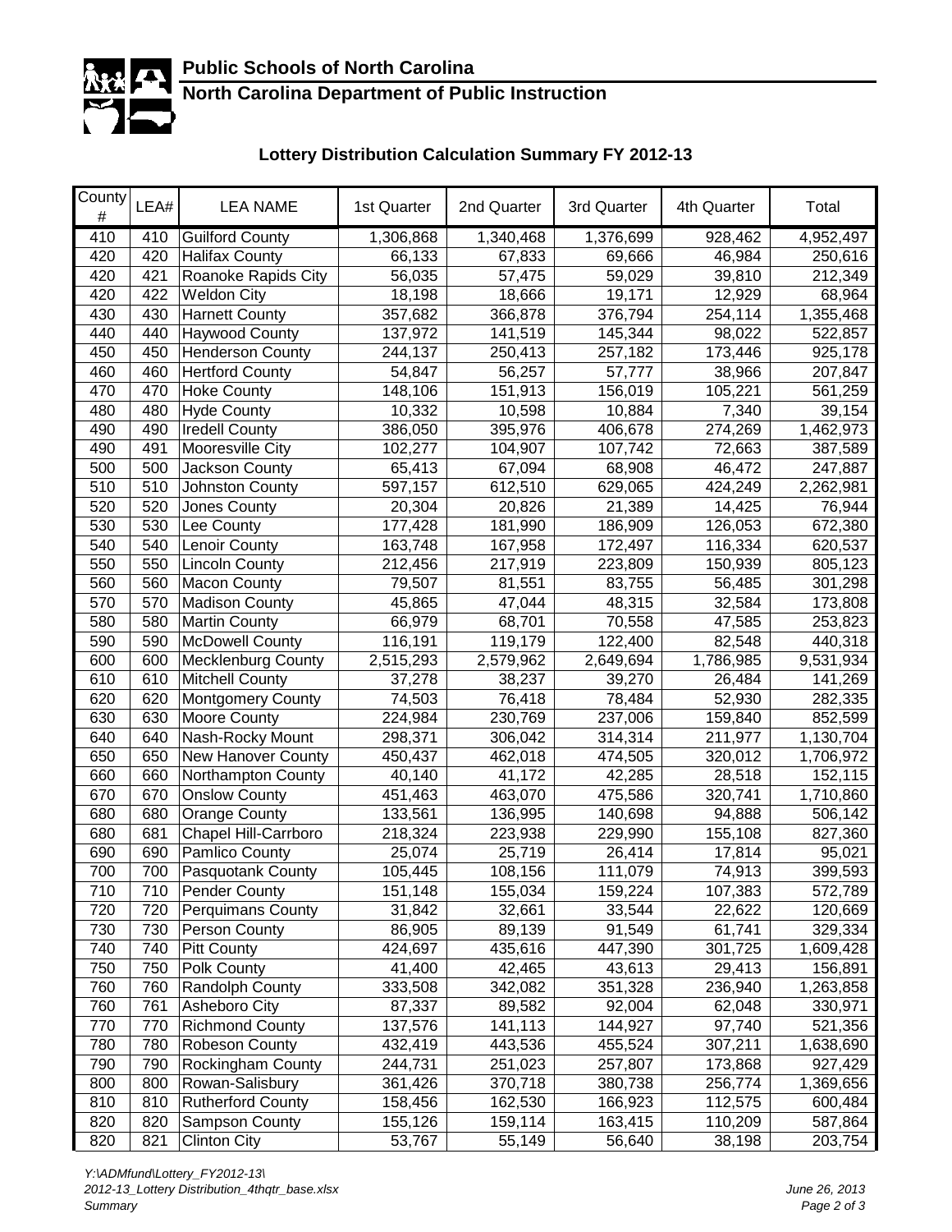# Public Schools of North Carolina

## North Carolina Department of Public Instruction

### Lottery Distribution Calculation Summary FY 2012-13

| County # | LEA# | LEA NAME | 1st Quarter | 2nd Quarter | 3rd Quarter | 4th Quarter | Total |
|---|---|---|---|---|---|---|---|
| 410 | 410 | Guilford County | 1,306,868 | 1,340,468 | 1,376,699 | 928,462 | 4,952,497 |
| 420 | 420 | Halifax County | 66,133 | 67,833 | 69,666 | 46,984 | 250,616 |
| 420 | 421 | Roanoke Rapids City | 56,035 | 57,475 | 59,029 | 39,810 | 212,349 |
| 420 | 422 | Weldon City | 18,198 | 18,666 | 19,171 | 12,929 | 68,964 |
| 430 | 430 | Harnett County | 357,682 | 366,878 | 376,794 | 254,114 | 1,355,468 |
| 440 | 440 | Haywood County | 137,972 | 141,519 | 145,344 | 98,022 | 522,857 |
| 450 | 450 | Henderson County | 244,137 | 250,413 | 257,182 | 173,446 | 925,178 |
| 460 | 460 | Hertford County | 54,847 | 56,257 | 57,777 | 38,966 | 207,847 |
| 470 | 470 | Hoke County | 148,106 | 151,913 | 156,019 | 105,221 | 561,259 |
| 480 | 480 | Hyde County | 10,332 | 10,598 | 10,884 | 7,340 | 39,154 |
| 490 | 490 | Iredell County | 386,050 | 395,976 | 406,678 | 274,269 | 1,462,973 |
| 490 | 491 | Mooresville City | 102,277 | 104,907 | 107,742 | 72,663 | 387,589 |
| 500 | 500 | Jackson County | 65,413 | 67,094 | 68,908 | 46,472 | 247,887 |
| 510 | 510 | Johnston County | 597,157 | 612,510 | 629,065 | 424,249 | 2,262,981 |
| 520 | 520 | Jones County | 20,304 | 20,826 | 21,389 | 14,425 | 76,944 |
| 530 | 530 | Lee County | 177,428 | 181,990 | 186,909 | 126,053 | 672,380 |
| 540 | 540 | Lenoir County | 163,748 | 167,958 | 172,497 | 116,334 | 620,537 |
| 550 | 550 | Lincoln County | 212,456 | 217,919 | 223,809 | 150,939 | 805,123 |
| 560 | 560 | Macon County | 79,507 | 81,551 | 83,755 | 56,485 | 301,298 |
| 570 | 570 | Madison County | 45,865 | 47,044 | 48,315 | 32,584 | 173,808 |
| 580 | 580 | Martin County | 66,979 | 68,701 | 70,558 | 47,585 | 253,823 |
| 590 | 590 | McDowell County | 116,191 | 119,179 | 122,400 | 82,548 | 440,318 |
| 600 | 600 | Mecklenburg County | 2,515,293 | 2,579,962 | 2,649,694 | 1,786,985 | 9,531,934 |
| 610 | 610 | Mitchell County | 37,278 | 38,237 | 39,270 | 26,484 | 141,269 |
| 620 | 620 | Montgomery County | 74,503 | 76,418 | 78,484 | 52,930 | 282,335 |
| 630 | 630 | Moore County | 224,984 | 230,769 | 237,006 | 159,840 | 852,599 |
| 640 | 640 | Nash-Rocky Mount | 298,371 | 306,042 | 314,314 | 211,977 | 1,130,704 |
| 650 | 650 | New Hanover County | 450,437 | 462,018 | 474,505 | 320,012 | 1,706,972 |
| 660 | 660 | Northampton County | 40,140 | 41,172 | 42,285 | 28,518 | 152,115 |
| 670 | 670 | Onslow County | 451,463 | 463,070 | 475,586 | 320,741 | 1,710,860 |
| 680 | 680 | Orange County | 133,561 | 136,995 | 140,698 | 94,888 | 506,142 |
| 680 | 681 | Chapel Hill-Carrboro | 218,324 | 223,938 | 229,990 | 155,108 | 827,360 |
| 690 | 690 | Pamlico County | 25,074 | 25,719 | 26,414 | 17,814 | 95,021 |
| 700 | 700 | Pasquotank County | 105,445 | 108,156 | 111,079 | 74,913 | 399,593 |
| 710 | 710 | Pender County | 151,148 | 155,034 | 159,224 | 107,383 | 572,789 |
| 720 | 720 | Perquimans County | 31,842 | 32,661 | 33,544 | 22,622 | 120,669 |
| 730 | 730 | Person County | 86,905 | 89,139 | 91,549 | 61,741 | 329,334 |
| 740 | 740 | Pitt County | 424,697 | 435,616 | 447,390 | 301,725 | 1,609,428 |
| 750 | 750 | Polk County | 41,400 | 42,465 | 43,613 | 29,413 | 156,891 |
| 760 | 760 | Randolph County | 333,508 | 342,082 | 351,328 | 236,940 | 1,263,858 |
| 760 | 761 | Asheboro City | 87,337 | 89,582 | 92,004 | 62,048 | 330,971 |
| 770 | 770 | Richmond County | 137,576 | 141,113 | 144,927 | 97,740 | 521,356 |
| 780 | 780 | Robeson County | 432,419 | 443,536 | 455,524 | 307,211 | 1,638,690 |
| 790 | 790 | Rockingham County | 244,731 | 251,023 | 257,807 | 173,868 | 927,429 |
| 800 | 800 | Rowan-Salisbury | 361,426 | 370,718 | 380,738 | 256,774 | 1,369,656 |
| 810 | 810 | Rutherford County | 158,456 | 162,530 | 166,923 | 112,575 | 600,484 |
| 820 | 820 | Sampson County | 155,126 | 159,114 | 163,415 | 110,209 | 587,864 |
| 820 | 821 | Clinton City | 53,767 | 55,149 | 56,640 | 38,198 | 203,754 |

*Y:\ADMfund\Lottery_FY2012-13\*
*2012-13_Lottery Distribution_4thqtr_base.xlsx*
*Summary*

*June 26, 2013*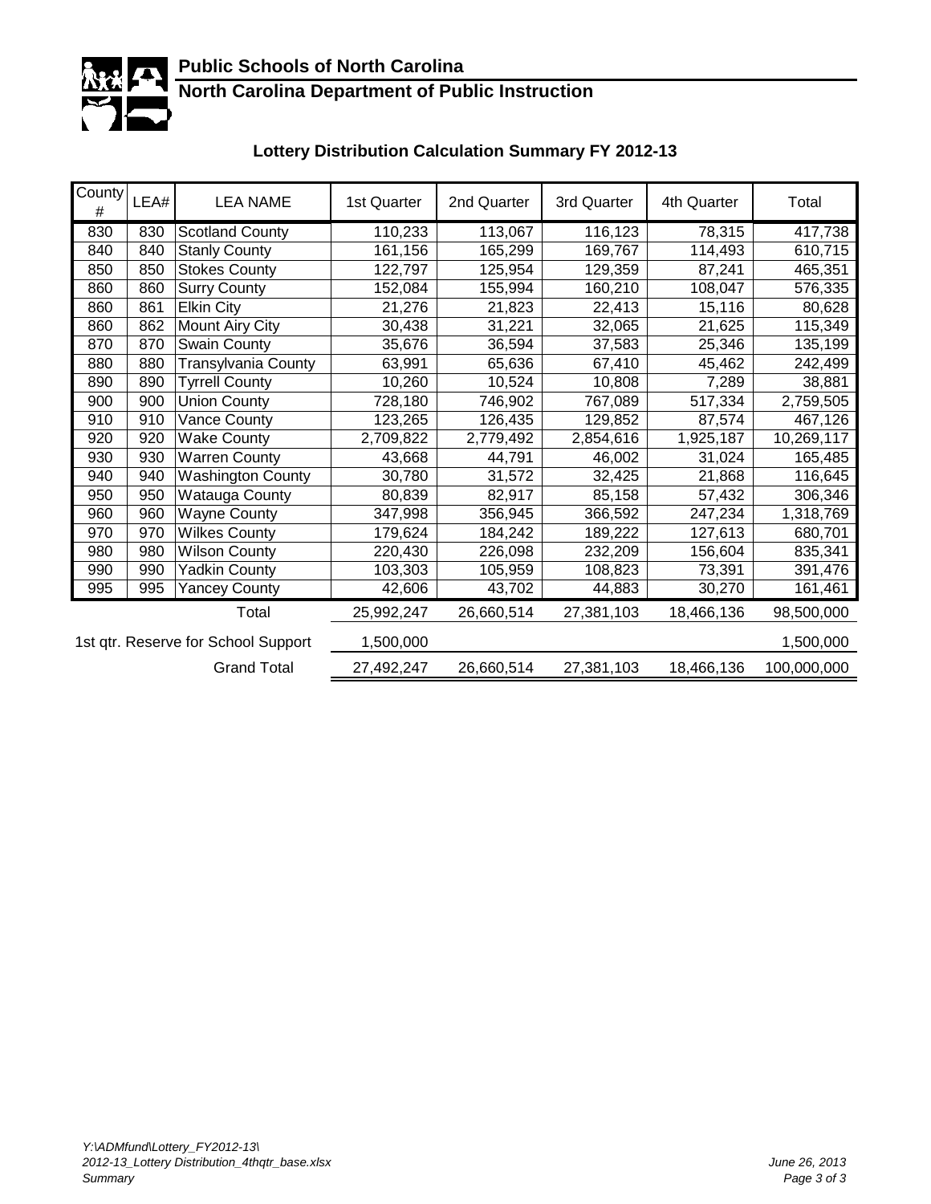**Public Schools of North Carolina**

**North Carolina Department of Public Instruction**

## Lottery Distribution Calculation Summary FY 2012-13

| County # | LEA# | LEA NAME | 1st Quarter | 2nd Quarter | 3rd Quarter | 4th Quarter | Total |
|---|---|---|---|---|---|---|---|
| 830 | 830 | Scotland County | 110,233 | 113,067 | 116,123 | 78,315 | 417,738 |
| 840 | 840 | Stanly County | 161,156 | 165,299 | 169,767 | 114,493 | 610,715 |
| 850 | 850 | Stokes County | 122,797 | 125,954 | 129,359 | 87,241 | 465,351 |
| 860 | 860 | Surry County | 152,084 | 155,994 | 160,210 | 108,047 | 576,335 |
| 860 | 861 | Elkin City | 21,276 | 21,823 | 22,413 | 15,116 | 80,628 |
| 860 | 862 | Mount Airy City | 30,438 | 31,221 | 32,065 | 21,625 | 115,349 |
| 870 | 870 | Swain County | 35,676 | 36,594 | 37,583 | 25,346 | 135,199 |
| 880 | 880 | Transylvania County | 63,991 | 65,636 | 67,410 | 45,462 | 242,499 |
| 890 | 890 | Tyrrell County | 10,260 | 10,524 | 10,808 | 7,289 | 38,881 |
| 900 | 900 | Union County | 728,180 | 746,902 | 767,089 | 517,334 | 2,759,505 |
| 910 | 910 | Vance County | 123,265 | 126,435 | 129,852 | 87,574 | 467,126 |
| 920 | 920 | Wake County | 2,709,822 | 2,779,492 | 2,854,616 | 1,925,187 | 10,269,117 |
| 930 | 930 | Warren County | 43,668 | 44,791 | 46,002 | 31,024 | 165,485 |
| 940 | 940 | Washington County | 30,780 | 31,572 | 32,425 | 21,868 | 116,645 |
| 950 | 950 | Watauga County | 80,839 | 82,917 | 85,158 | 57,432 | 306,346 |
| 960 | 960 | Wayne County | 347,998 | 356,945 | 366,592 | 247,234 | 1,318,769 |
| 970 | 970 | Wilkes County | 179,624 | 184,242 | 189,222 | 127,613 | 680,701 |
| 980 | 980 | Wilson County | 220,430 | 226,098 | 232,209 | 156,604 | 835,341 |
| 990 | 990 | Yadkin County | 103,303 | 105,959 | 108,823 | 73,391 | 391,476 |
| 995 | 995 | Yancey County | 42,606 | 43,702 | 44,883 | 30,270 | 161,461 |
| | | Total | 25,992,247 | 26,660,514 | 27,381,103 | 18,466,136 | 98,500,000 |
| | | 1st qtr. Reserve for School Support | 1,500,000 | | | | 1,500,000 |
| | | Grand Total | 27,492,247 | 26,660,514 | 27,381,103 | 18,466,136 | 100,000,000 |

*Y:\ADMfund\Lottery_FY2012-13\*
*2012-13_Lottery Distribution_4thqtr_base.xlsx*
*Summary*

*June 26, 2013*